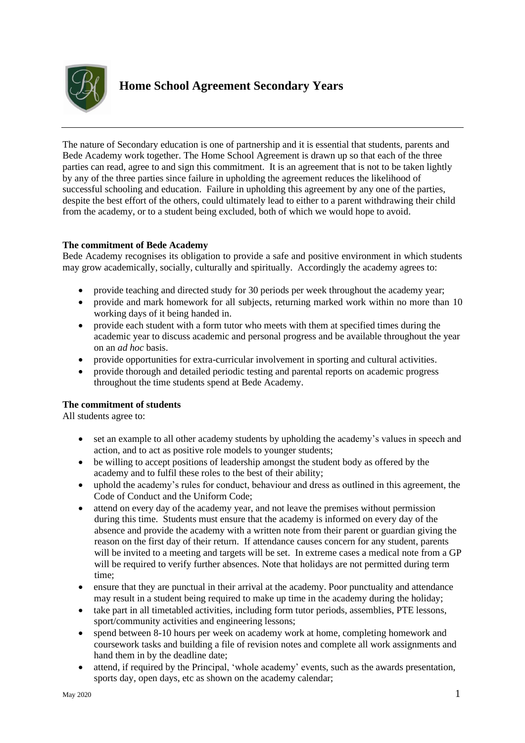# Home School Agreement Secondary Years

The nature of Secondary education is one of partnership and it is essential that students, parents and Bede Academy work together. The Home School Agreement is drawn up so that each of the three parties can read, agree to and sign this commitment. It is an agreement that is not to be taken lightly by any of the three parties since failure in upholding the agreement reduces the likelihood of successful schooling and education. Failure in upholding this agreement by any one of the parties, despite the best effort of the others, could ultimately lead to either to a parent withdrawing their child from the academy, or to a student being excluded, both of which we would hope to avoid.

**The commitment of Bede Academy**

Bede Academy recognises its obligation to provide a safe and positive environment in which students may grow academically, socially, culturally and spiritually. Accordingly the academy agrees to:

- provide teaching and directed study for 30 periods per week throughout the academy year;
- provide and mark homework for all subjects, returning marked work within no more than 10 working days of it being handed in.
- provide each student with a form tutor who meets with them at specified times during the academic year to discuss academic and personal progress and be available throughout the year on an *ad hoc* basis.
- provide opportunities for extra-curricular involvement in sporting and cultural activities.
- provide thorough and detailed periodic testing and parental reports on academic progress throughout the time students spend at Bede Academy.

**The commitment of students**

All students agree to:

- set an example to all other academy students by upholding the academy's values in speech and action, and to act as positive role models to younger students;
- be willing to accept positions of leadership amongst the student body as offered by the academy and to fulfil these roles to the best of their ability;
- uphold the academy's rules for conduct, behaviour and dress as outlined in this agreement, the Code of Conduct and the Uniform Code;
- attend on every day of the academy year, and not leave the premises without permission during this time. Students must ensure that the academy is informed on every day of the absence and provide the academy with a written note from their parent or guardian giving the reason on the first day of their return. If attendance causes concern for any student, parents will be invited to a meeting and targets will be set. In extreme cases a medical note from a GP will be required to verify further absences. Note that holidays are not permitted during term time;
- ensure that they are punctual in their arrival at the academy. Poor punctuality and attendance may result in a student being required to make up time in the academy during the holiday;
- take part in all timetabled activities, including form tutor periods, assemblies, PTE lessons, sport/community activities and engineering lessons;
- spend between 8-10 hours per week on academy work at home, completing homework and coursework tasks and building a file of revision notes and complete all work assignments and hand them in by the deadline date;
- attend, if required by the Principal, 'whole academy' events, such as the awards presentation, sports day, open days, etc as shown on the academy calendar;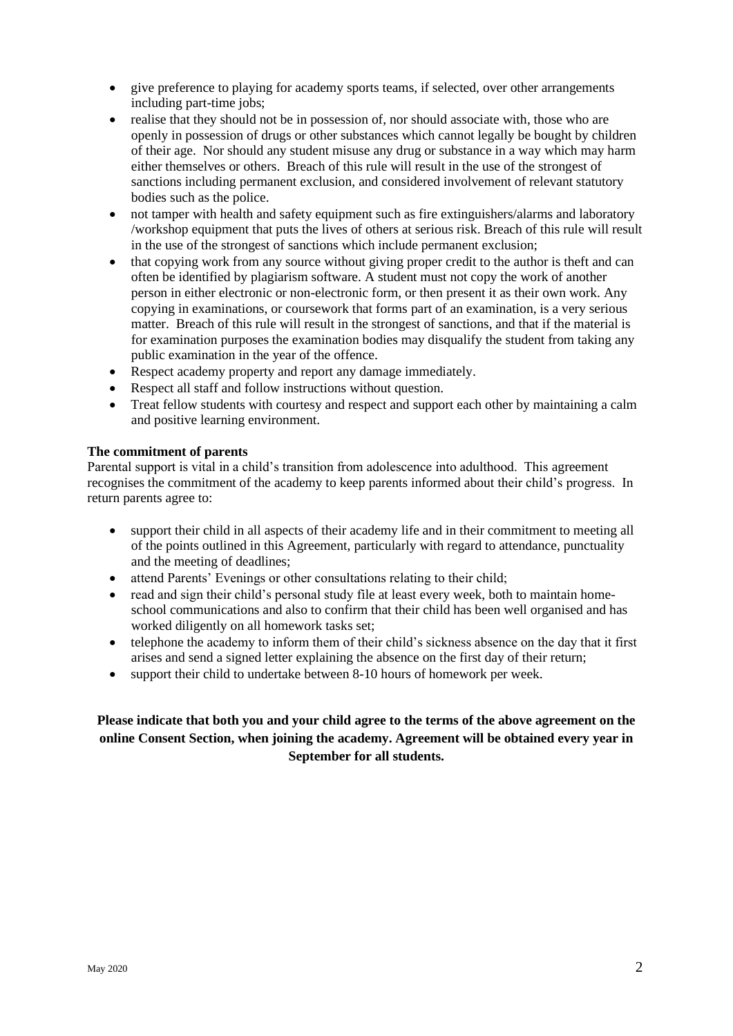- give preference to playing for academy sports teams, if selected, over other arrangements including part-time jobs;
- realise that they should not be in possession of, nor should associate with, those who are openly in possession of drugs or other substances which cannot legally be bought by children of their age. Nor should any student misuse any drug or substance in a way which may harm either themselves or others. Breach of this rule will result in the use of the strongest of sanctions including permanent exclusion, and considered involvement of relevant statutory bodies such as the police.
- not tamper with health and safety equipment such as fire extinguishers/alarms and laboratory /workshop equipment that puts the lives of others at serious risk. Breach of this rule will result in the use of the strongest of sanctions which include permanent exclusion;
- that copying work from any source without giving proper credit to the author is theft and can often be identified by plagiarism software. A student must not copy the work of another person in either electronic or non-electronic form, or then present it as their own work. Any copying in examinations, or coursework that forms part of an examination, is a very serious matter. Breach of this rule will result in the strongest of sanctions, and that if the material is for examination purposes the examination bodies may disqualify the student from taking any public examination in the year of the offence.
- Respect academy property and report any damage immediately.
- Respect all staff and follow instructions without question.
- Treat fellow students with courtesy and respect and support each other by maintaining a calm and positive learning environment.

**The commitment of parents**

Parental support is vital in a child's transition from adolescence into adulthood. This agreement recognises the commitment of the academy to keep parents informed about their child's progress. In return parents agree to:

- support their child in all aspects of their academy life and in their commitment to meeting all of the points outlined in this Agreement, particularly with regard to attendance, punctuality and the meeting of deadlines;
- attend Parents' Evenings or other consultations relating to their child;
- read and sign their child's personal study file at least every week, both to maintain home-school communications and also to confirm that their child has been well organised and has worked diligently on all homework tasks set;
- telephone the academy to inform them of their child's sickness absence on the day that it first arises and send a signed letter explaining the absence on the first day of their return;
- support their child to undertake between 8-10 hours of homework per week.

**Please indicate that both you and your child agree to the terms of the above agreement on the online Consent Section, when joining the academy. Agreement will be obtained every year in September for all students.**